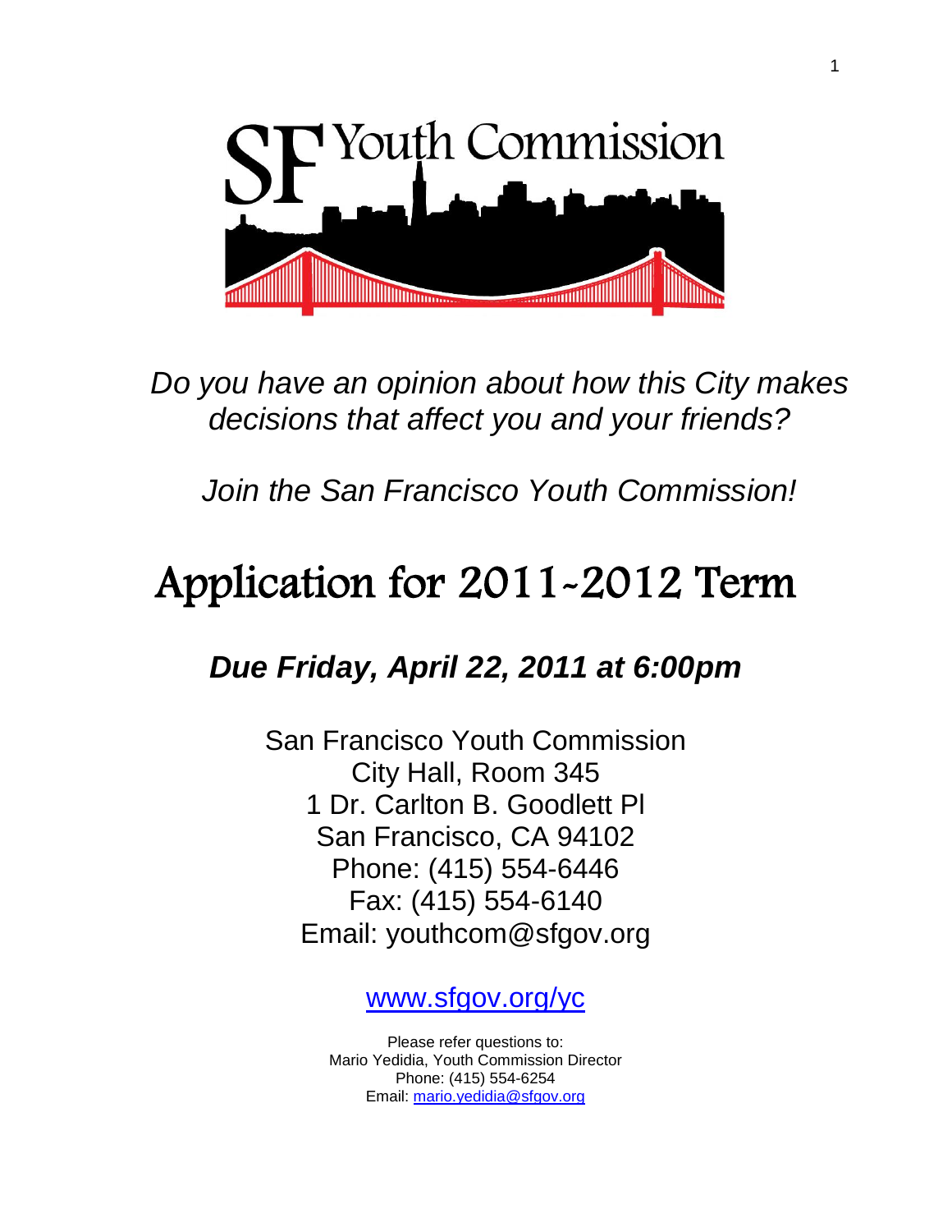SF Youth Commission

*Do you have an opinion about how this City makes decisions that affect you and your friends?*

*Join the San Francisco Youth Commission!*

# Application for 2011-2012 Term

## ***Due Friday, April 22, 2011 at 6:00pm***

San Francisco Youth Commission
City Hall, Room 345
1 Dr. Carlton B. Goodlett Pl
San Francisco, CA 94102
Phone: (415) 554-6446
Fax: (415) 554-6140
Email: youthcom@sfgov.org

[www.sfgov.org/yc](http://www.sfgov.org/yc)

Please refer questions to:
Mario Yedidia, Youth Commission Director
Phone: (415) 554-6254
Email: [mario.yedidia@sfgov.org](mailto:mario.yedidia@sfgov.org)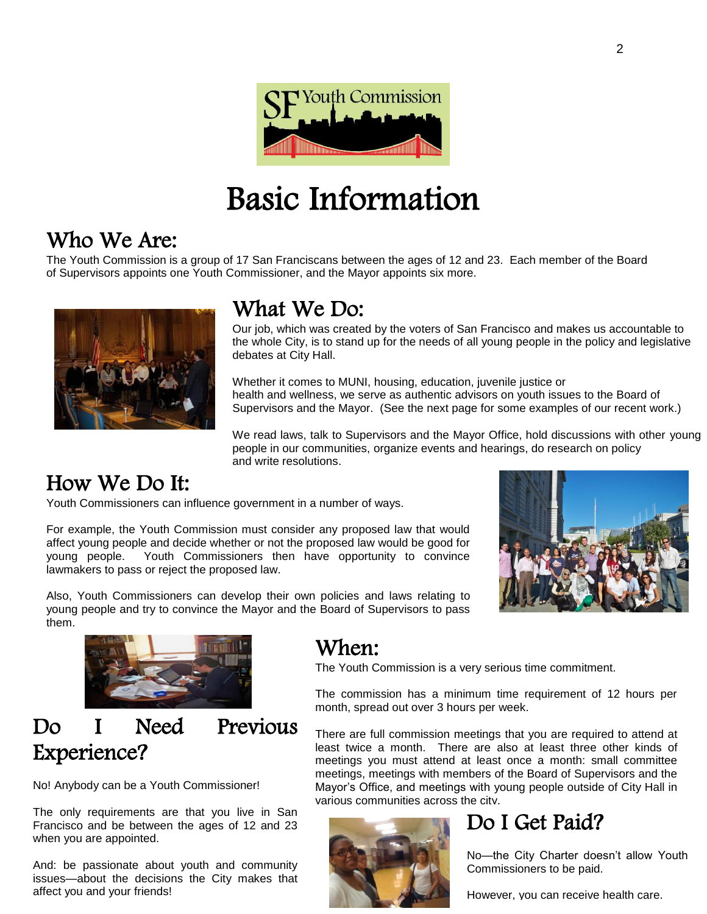# Basic Information

## Who We Are:

The Youth Commission is a group of 17 San Franciscans between the ages of 12 and 23. Each member of the Board of Supervisors appoints one Youth Commissioner, and the Mayor appoints six more.

## What We Do:

Our job, which was created by the voters of San Francisco and makes us accountable to the whole City, is to stand up for the needs of all young people in the policy and legislative debates at City Hall.

Whether it comes to MUNI, housing, education, juvenile justice or health and wellness, we serve as authentic advisors on youth issues to the Board of Supervisors and the Mayor. (See the next page for some examples of our recent work.)

We read laws, talk to Supervisors and the Mayor Office, hold discussions with other young people in our communities, organize events and hearings, do research on policy and write resolutions.

## How We Do It:

Youth Commissioners can influence government in a number of ways.

For example, the Youth Commission must consider any proposed law that would affect young people and decide whether or not the proposed law would be good for young people. Youth Commissioners then have opportunity to convince lawmakers to pass or reject the proposed law.

Also, Youth Commissioners can develop their own policies and laws relating to young people and try to convince the Mayor and the Board of Supervisors to pass them.

## Do I Need Previous Experience?

No! Anybody can be a Youth Commissioner!

The only requirements are that you live in San Francisco and be between the ages of 12 and 23 when you are appointed.

And: be passionate about youth and community issues—about the decisions the City makes that affect you and your friends!

## When:

The Youth Commission is a very serious time commitment.

The commission has a minimum time requirement of 12 hours per month, spread out over 3 hours per week.

There are full commission meetings that you are required to attend at least twice a month. There are also at least three other kinds of meetings you must attend at least once a month: small committee meetings, meetings with members of the Board of Supervisors and the Mayor's Office, and meetings with young people outside of City Hall in various communities across the city.

## Do I Get Paid?

No—the City Charter doesn't allow Youth Commissioners to be paid.

However, you can receive health care.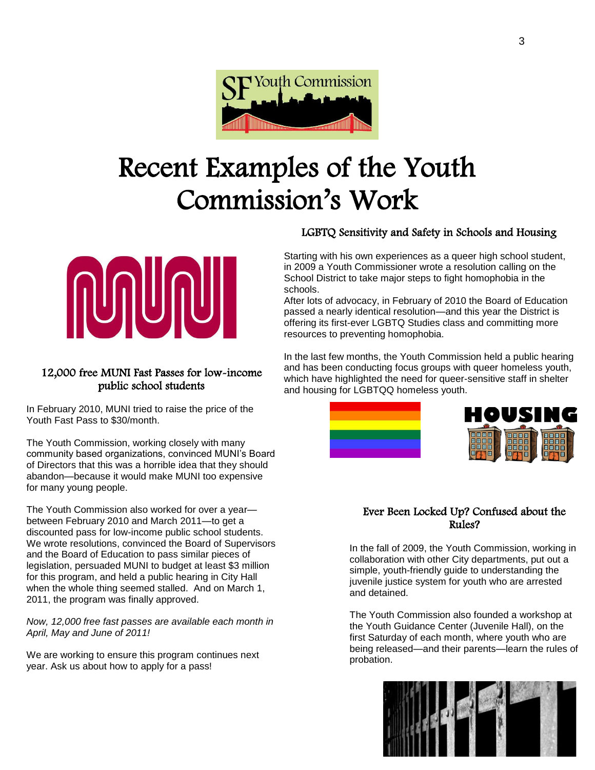# Recent Examples of the Youth Commission's Work

### 12,000 free MUNI Fast Passes for low-income public school students

In February 2010, MUNI tried to raise the price of the Youth Fast Pass to $30/month.

The Youth Commission, working closely with many community based organizations, convinced MUNI's Board of Directors that this was a horrible idea that they should abandon—because it would make MUNI too expensive for many young people.

The Youth Commission also worked for over a year—between February 2010 and March 2011—to get a discounted pass for low-income public school students. We wrote resolutions, convinced the Board of Supervisors and the Board of Education to pass similar pieces of legislation, persuaded MUNI to budget at least $3 million for this program, and held a public hearing in City Hall when the whole thing seemed stalled. And on March 1, 2011, the program was finally approved.

*Now, 12,000 free fast passes are available each month in April, May and June of 2011!*

We are working to ensure this program continues next year. Ask us about how to apply for a pass!

### LGBTQ Sensitivity and Safety in Schools and Housing

Starting with his own experiences as a queer high school student, in 2009 a Youth Commissioner wrote a resolution calling on the School District to take major steps to fight homophobia in the schools.
After lots of advocacy, in February of 2010 the Board of Education passed a nearly identical resolution—and this year the District is offering its first-ever LGBTQ Studies class and committing more resources to preventing homophobia.

In the last few months, the Youth Commission held a public hearing and has been conducting focus groups with queer homeless youth, which have highlighted the need for queer-sensitive staff in shelter and housing for LGBTQQ homeless youth.

### Ever Been Locked Up? Confused about the Rules?

In the fall of 2009, the Youth Commission, working in collaboration with other City departments, put out a simple, youth-friendly guide to understanding the juvenile justice system for youth who are arrested and detained.

The Youth Commission also founded a workshop at the Youth Guidance Center (Juvenile Hall), on the first Saturday of each month, where youth who are being released—and their parents—learn the rules of probation.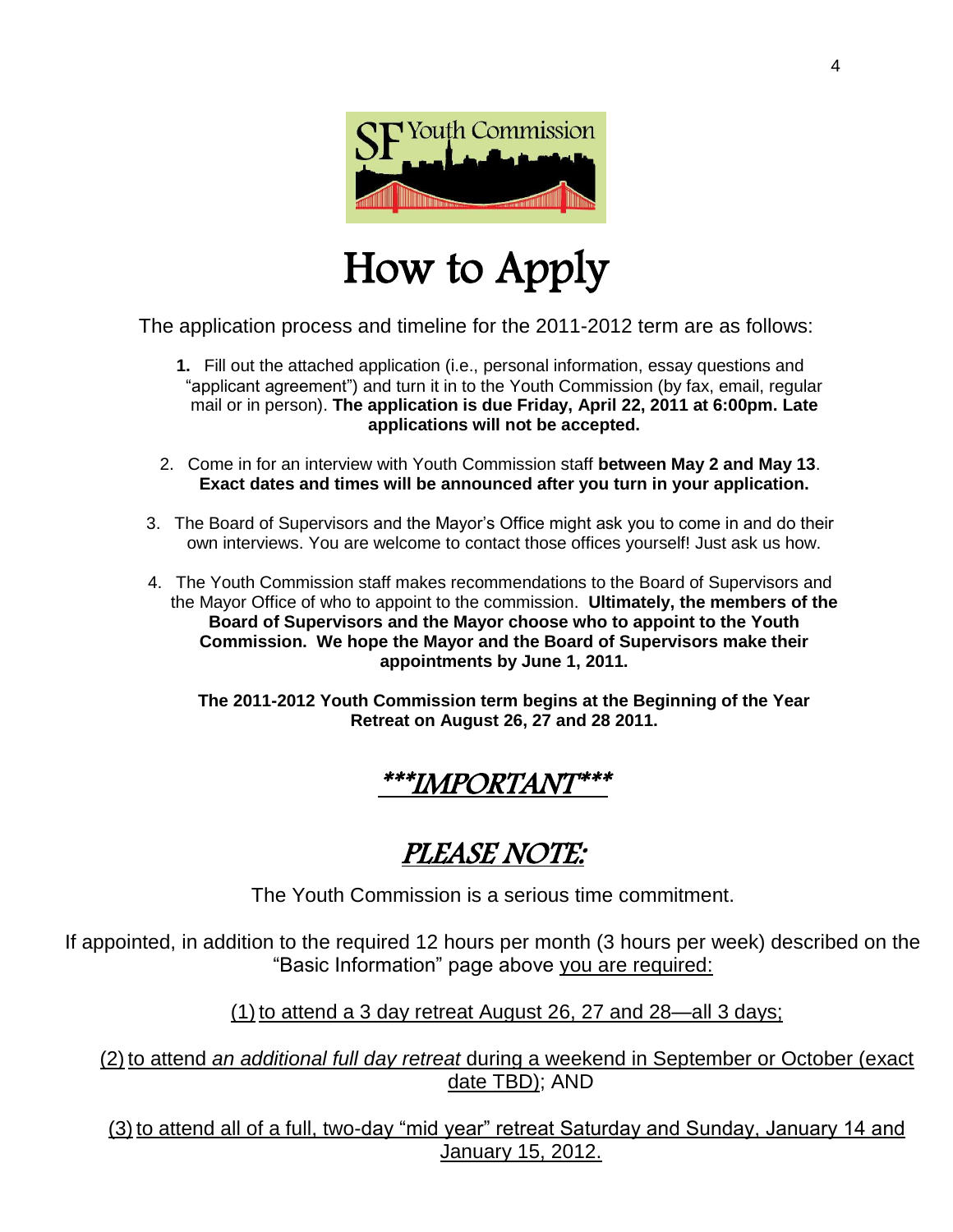# How to Apply

The application process and timeline for the 2011-2012 term are as follows:

1. Fill out the attached application (i.e., personal information, essay questions and "applicant agreement") and turn it in to the Youth Commission (by fax, email, regular mail or in person). **The application is due Friday, April 22, 2011 at 6:00pm. Late applications will not be accepted.**

2. Come in for an interview with Youth Commission staff **between May 2 and May 13**. **Exact dates and times will be announced after you turn in your application.**

3. The Board of Supervisors and the Mayor's Office might ask you to come in and do their own interviews. You are welcome to contact those offices yourself! Just ask us how.

4. The Youth Commission staff makes recommendations to the Board of Supervisors and the Mayor Office of who to appoint to the commission. **Ultimately, the members of the Board of Supervisors and the Mayor choose who to appoint to the Youth Commission. We hope the Mayor and the Board of Supervisors make their appointments by June 1, 2011.**

**The 2011-2012 Youth Commission term begins at the Beginning of the Year Retreat on August 26, 27 and 28 2011.**

## ***IMPORTANT***

## *PLEASE NOTE:*

The Youth Commission is a serious time commitment.

If appointed, in addition to the required 12 hours per month (3 hours per week) described on the "Basic Information" page above you are required:

(1) to attend a 3 day retreat August 26, 27 and 28—all 3 days;

(2) to attend *an additional full day retreat* during a weekend in September or October (exact date TBD); AND

(3) to attend all of a full, two-day "mid year" retreat Saturday and Sunday, January 14 and January 15, 2012.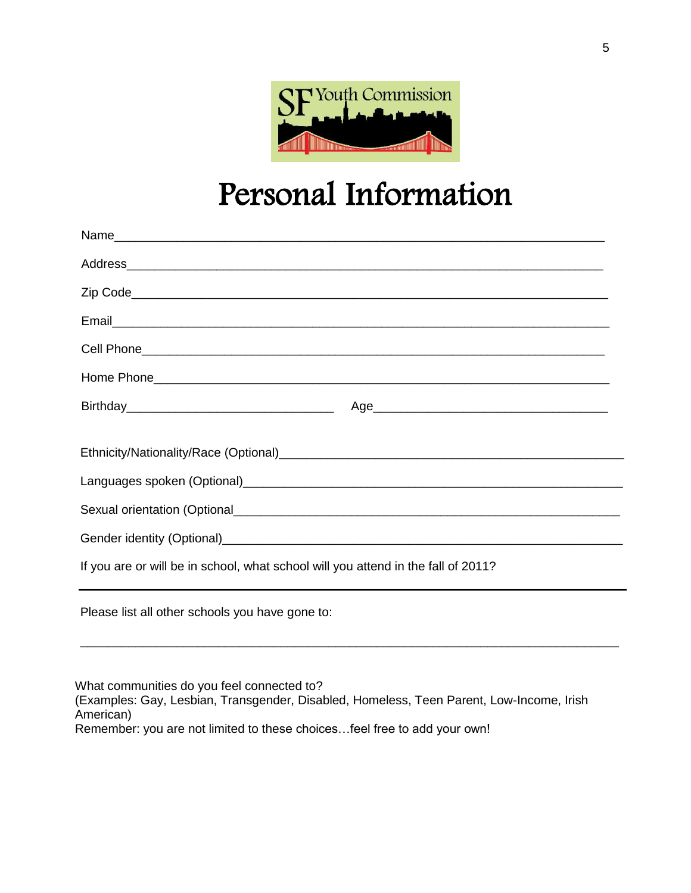SF Youth Commission

# Personal Information

Name\_\_\_\_\_\_\_\_\_\_\_\_\_\_\_\_\_\_\_\_\_\_\_\_\_\_\_\_\_\_\_\_\_\_\_\_\_\_\_\_\_\_\_\_\_\_\_\_\_\_\_\_\_\_\_\_\_\_\_\_\_\_\_\_\_\_\_\_

Address\_\_\_\_\_\_\_\_\_\_\_\_\_\_\_\_\_\_\_\_\_\_\_\_\_\_\_\_\_\_\_\_\_\_\_\_\_\_\_\_\_\_\_\_\_\_\_\_\_\_\_\_\_\_\_\_\_\_\_\_\_\_\_\_\_\_

Zip Code\_\_\_\_\_\_\_\_\_\_\_\_\_\_\_\_\_\_\_\_\_\_\_\_\_\_\_\_\_\_\_\_\_\_\_\_\_\_\_\_\_\_\_\_\_\_\_\_\_\_\_\_\_\_\_\_\_\_\_\_\_\_\_\_\_

Email\_\_\_\_\_\_\_\_\_\_\_\_\_\_\_\_\_\_\_\_\_\_\_\_\_\_\_\_\_\_\_\_\_\_\_\_\_\_\_\_\_\_\_\_\_\_\_\_\_\_\_\_\_\_\_\_\_\_\_\_\_\_\_\_\_\_\_\_

Cell Phone\_\_\_\_\_\_\_\_\_\_\_\_\_\_\_\_\_\_\_\_\_\_\_\_\_\_\_\_\_\_\_\_\_\_\_\_\_\_\_\_\_\_\_\_\_\_\_\_\_\_\_\_\_\_\_\_\_\_\_\_\_\_\_

Home Phone\_\_\_\_\_\_\_\_\_\_\_\_\_\_\_\_\_\_\_\_\_\_\_\_\_\_\_\_\_\_\_\_\_\_\_\_\_\_\_\_\_\_\_\_\_\_\_\_\_\_\_\_\_\_\_\_\_\_\_\_\_\_

Birthday\_\_\_\_\_\_\_\_\_\_\_\_\_\_\_\_\_\_\_\_\_\_\_\_\_\_\_\_\_\_ Age\_\_\_\_\_\_\_\_\_\_\_\_\_\_\_\_\_\_\_\_\_\_\_\_\_\_\_\_\_\_\_\_\_\_

Ethnicity/Nationality/Race (Optional)\_\_\_\_\_\_\_\_\_\_\_\_\_\_\_\_\_\_\_\_\_\_\_\_\_\_\_\_\_\_\_\_\_\_\_\_\_\_\_\_\_\_\_\_

Languages spoken (Optional)\_\_\_\_\_\_\_\_\_\_\_\_\_\_\_\_\_\_\_\_\_\_\_\_\_\_\_\_\_\_\_\_\_\_\_\_\_\_\_\_\_\_\_\_\_\_\_\_\_\_\_

Sexual orientation (Optional\_\_\_\_\_\_\_\_\_\_\_\_\_\_\_\_\_\_\_\_\_\_\_\_\_\_\_\_\_\_\_\_\_\_\_\_\_\_\_\_\_\_\_\_\_\_\_\_\_\_\_\_

Gender identity (Optional)\_\_\_\_\_\_\_\_\_\_\_\_\_\_\_\_\_\_\_\_\_\_\_\_\_\_\_\_\_\_\_\_\_\_\_\_\_\_\_\_\_\_\_\_\_\_\_\_\_\_\_\_\_\_

If you are or will be in school, what school will you attend in the fall of 2011?

---

Please list all other schools you have gone to:

\_\_\_\_\_\_\_\_\_\_\_\_\_\_\_\_\_\_\_\_\_\_\_\_\_\_\_\_\_\_\_\_\_\_\_\_\_\_\_\_\_\_\_\_\_\_\_\_\_\_\_\_\_\_\_\_\_\_\_\_\_\_\_\_\_\_\_\_\_\_\_\_\_\_\_\_

What communities do you feel connected to?
(Examples: Gay, Lesbian, Transgender, Disabled, Homeless, Teen Parent, Low-Income, Irish American)
Remember: you are not limited to these choices…feel free to add your own!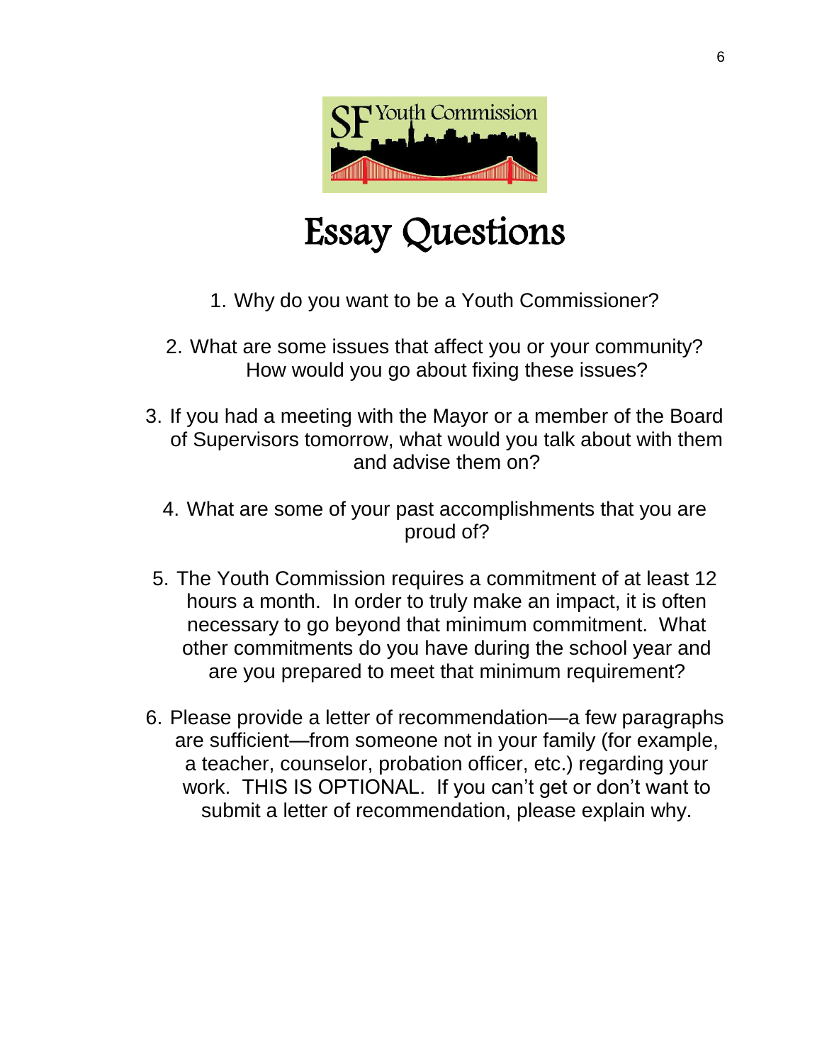SF Youth Commission

# Essay Questions

1. Why do you want to be a Youth Commissioner?

2. What are some issues that affect you or your community? How would you go about fixing these issues?

3. If you had a meeting with the Mayor or a member of the Board of Supervisors tomorrow, what would you talk about with them and advise them on?

4. What are some of your past accomplishments that you are proud of?

5. The Youth Commission requires a commitment of at least 12 hours a month. In order to truly make an impact, it is often necessary to go beyond that minimum commitment. What other commitments do you have during the school year and are you prepared to meet that minimum requirement?

6. Please provide a letter of recommendation—a few paragraphs are sufficient—from someone not in your family (for example, a teacher, counselor, probation officer, etc.) regarding your work. THIS IS OPTIONAL. If you can't get or don't want to submit a letter of recommendation, please explain why.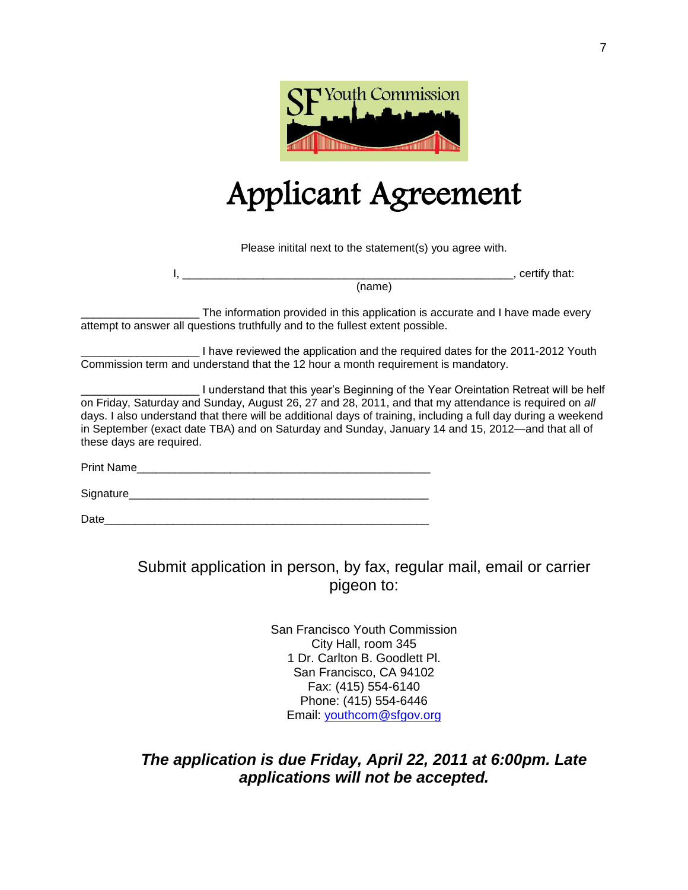# Applicant Agreement

Please initital next to the statement(s) you agree with.

I, ______________________________________________________, certify that:
(name)

___________________ The information provided in this application is accurate and I have made every attempt to answer all questions truthfully and to the fullest extent possible.

___________________ I have reviewed the application and the required dates for the 2011-2012 Youth Commission term and understand that the 12 hour a month requirement is mandatory.

___________________ I understand that this year's Beginning of the Year Oreintation Retreat will be helf on Friday, Saturday and Sunday, August 26, 27 and 28, 2011, and that my attendance is required on *all* days. I also understand that there will be additional days of training, including a full day during a weekend in September (exact date TBA) and on Saturday and Sunday, January 14 and 15, 2012—and that all of these days are required.

Print Name_______________________________________________

Signature_______________________________________________

Date_____________________________________________________

Submit application in person, by fax, regular mail, email or carrier pigeon to:

San Francisco Youth Commission
City Hall, room 345
1 Dr. Carlton B. Goodlett Pl.
San Francisco, CA 94102
Fax: (415) 554-6140
Phone: (415) 554-6446
Email: youthcom@sfgov.org

***The application is due Friday, April 22, 2011 at 6:00pm. Late applications will not be accepted.***